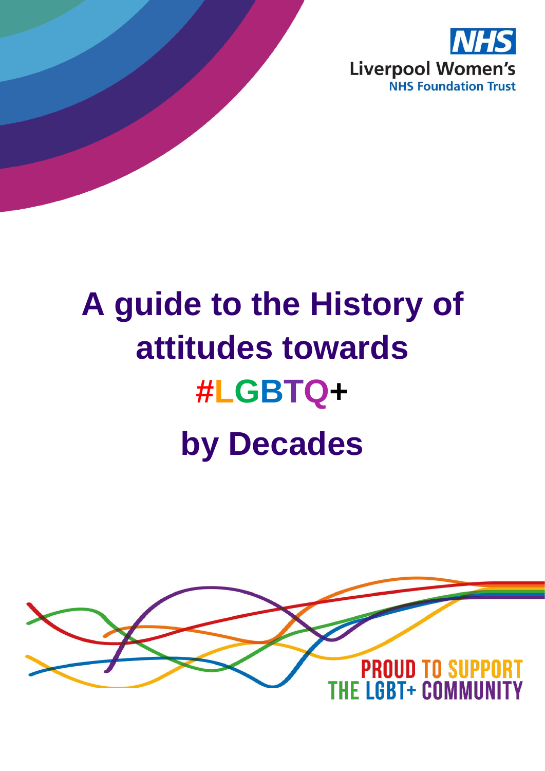NHS
Liverpool Women's
NHS Foundation Trust

# A guide to the History of attitudes towards #LGBTQ+ by Decades

PROUD TO SUPPORT THE LGBT+ COMMUNITY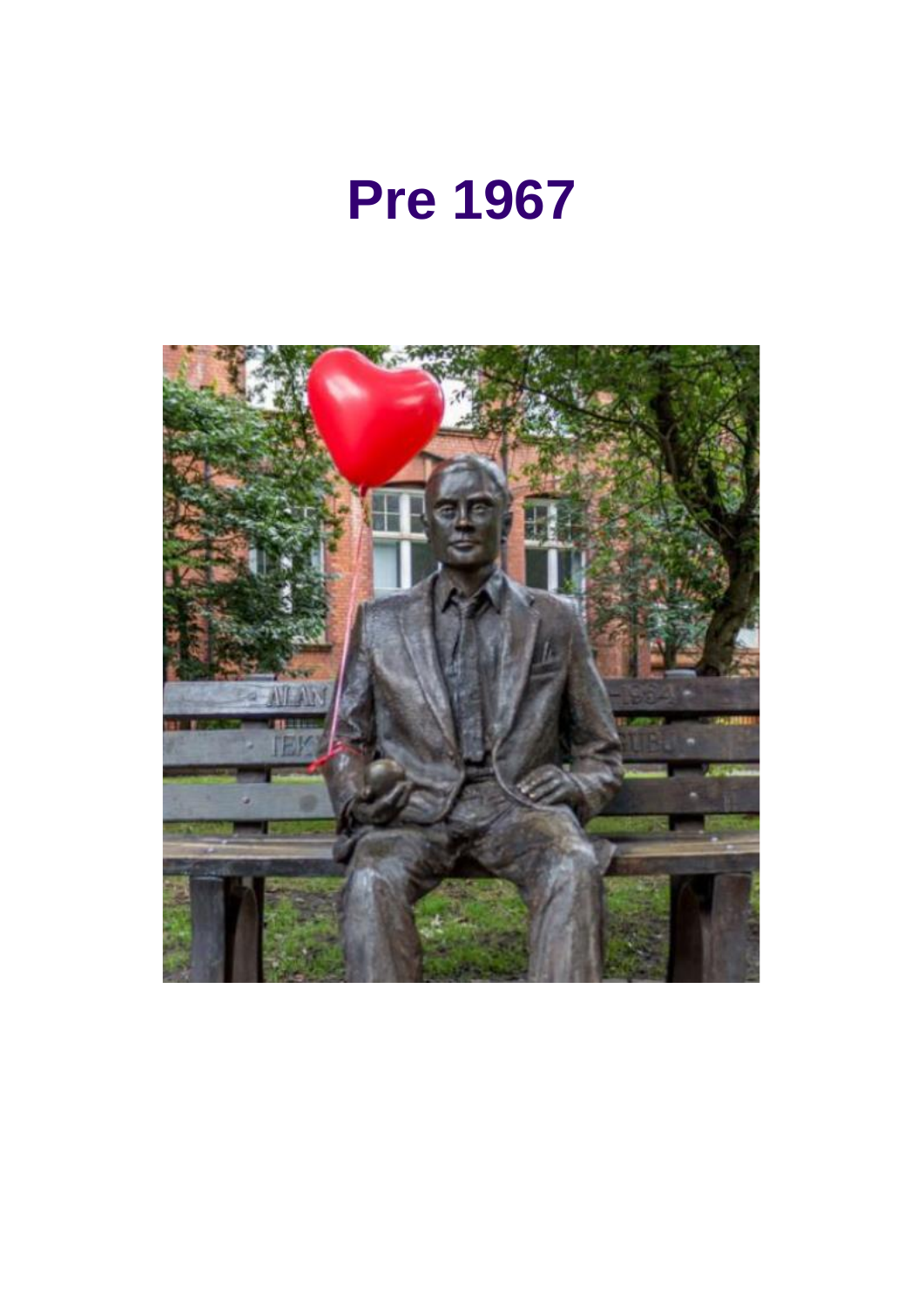# Pre 1967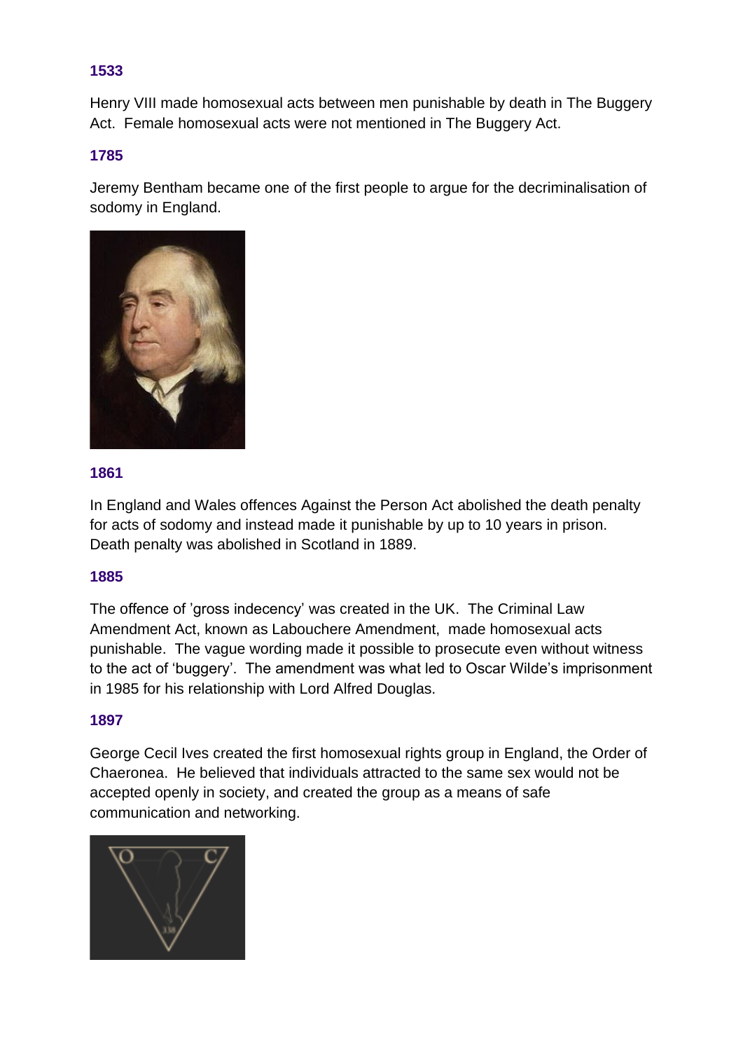### 1533

Henry VIII made homosexual acts between men punishable by death in The Buggery Act. Female homosexual acts were not mentioned in The Buggery Act.

### 1785

Jeremy Bentham became one of the first people to argue for the decriminalisation of sodomy in England.

### 1861

In England and Wales offences Against the Person Act abolished the death penalty for acts of sodomy and instead made it punishable by up to 10 years in prison. Death penalty was abolished in Scotland in 1889.

### 1885

The offence of 'gross indecency' was created in the UK. The Criminal Law Amendment Act, known as Labouchere Amendment, made homosexual acts punishable. The vague wording made it possible to prosecute even without witness to the act of 'buggery'. The amendment was what led to Oscar Wilde's imprisonment in 1985 for his relationship with Lord Alfred Douglas.

### 1897

George Cecil Ives created the first homosexual rights group in England, the Order of Chaeronea. He believed that individuals attracted to the same sex would not be accepted openly in society, and created the group as a means of safe communication and networking.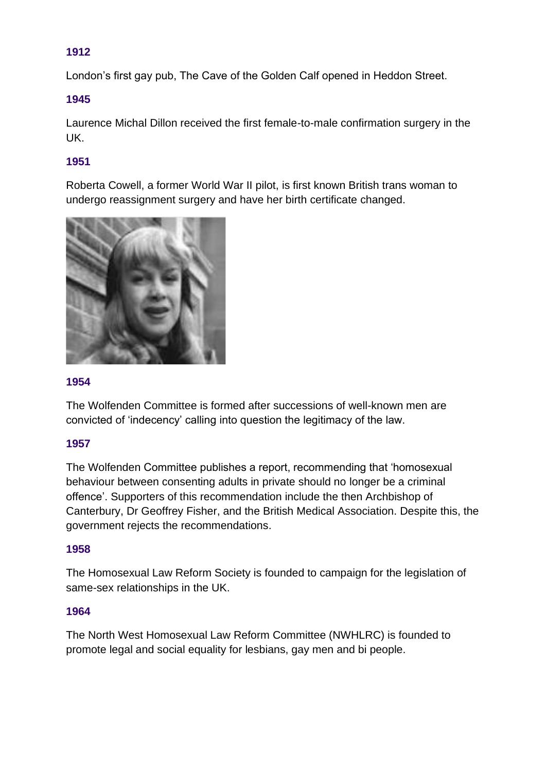**1912**

London's first gay pub, The Cave of the Golden Calf opened in Heddon Street.

**1945**

Laurence Michal Dillon received the first female-to-male confirmation surgery in the UK.

**1951**

Roberta Cowell, a former World War II pilot, is first known British trans woman to undergo reassignment surgery and have her birth certificate changed.

**1954**

The Wolfenden Committee is formed after successions of well-known men are convicted of 'indecency' calling into question the legitimacy of the law.

**1957**

The Wolfenden Committee publishes a report, recommending that 'homosexual behaviour between consenting adults in private should no longer be a criminal offence'. Supporters of this recommendation include the then Archbishop of Canterbury, Dr Geoffrey Fisher, and the British Medical Association. Despite this, the government rejects the recommendations.

**1958**

The Homosexual Law Reform Society is founded to campaign for the legislation of same-sex relationships in the UK.

**1964**

The North West Homosexual Law Reform Committee (NWHLRC) is founded to promote legal and social equality for lesbians, gay men and bi people.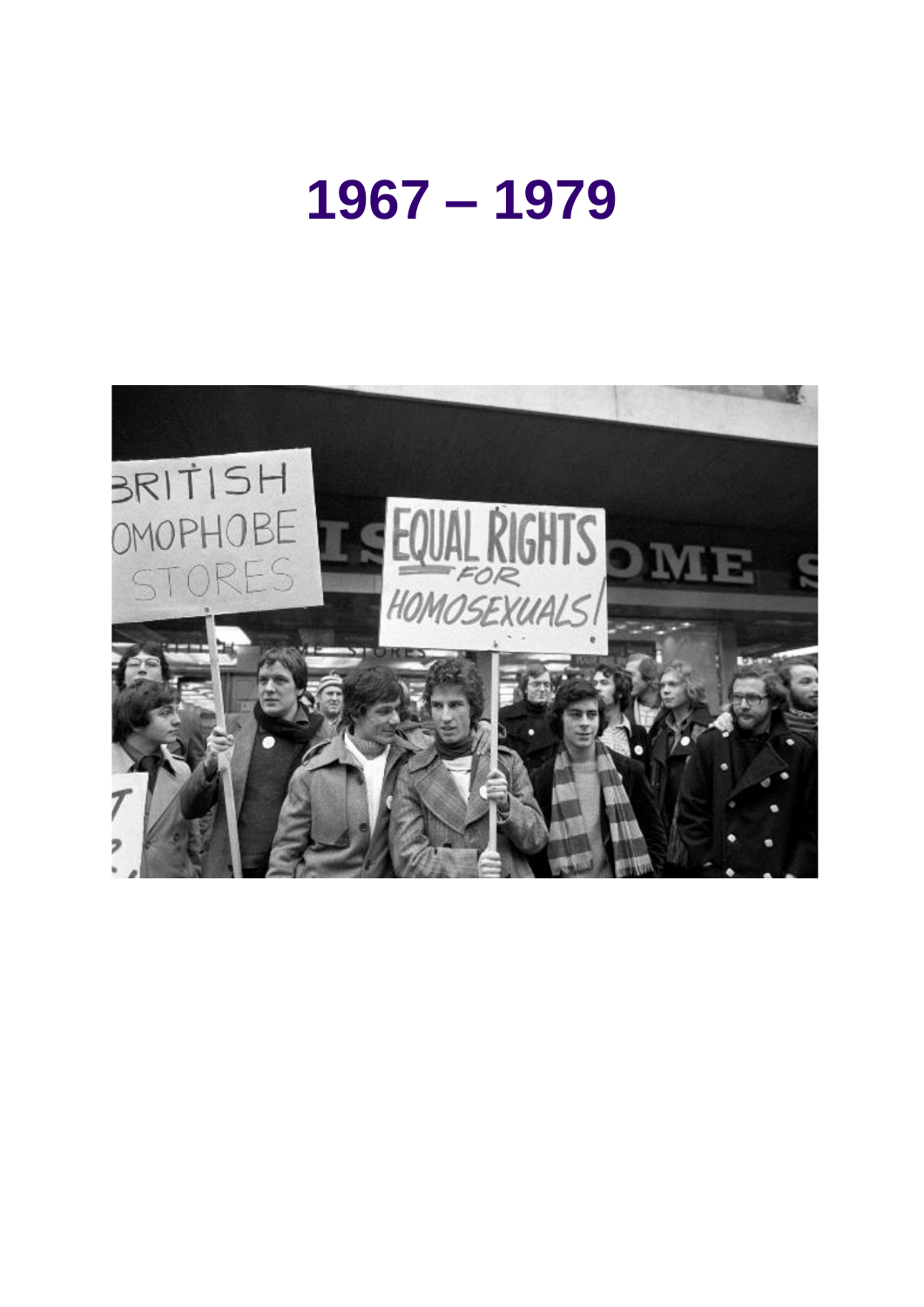# 1967 – 1979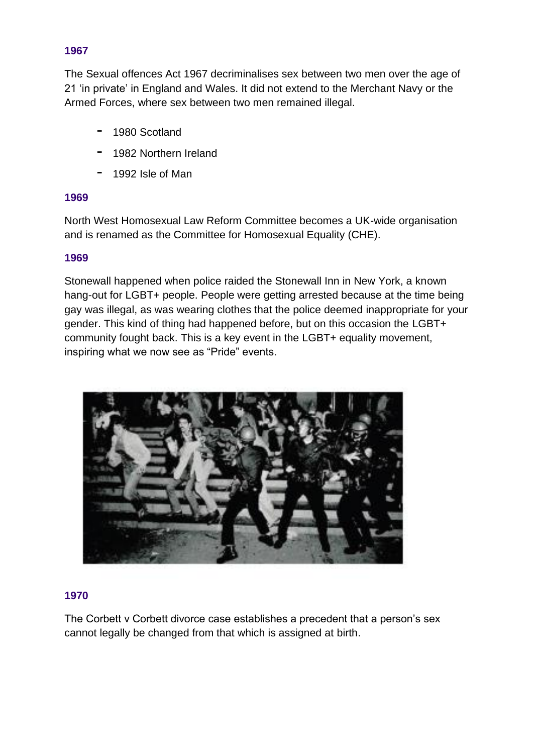### 1967

The Sexual offences Act 1967 decriminalises sex between two men over the age of 21 ‘in private’ in England and Wales. It did not extend to the Merchant Navy or the Armed Forces, where sex between two men remained illegal.

- 1980 Scotland
- 1982 Northern Ireland
- 1992 Isle of Man

### 1969

North West Homosexual Law Reform Committee becomes a UK-wide organisation and is renamed as the Committee for Homosexual Equality (CHE).

### 1969

Stonewall happened when police raided the Stonewall Inn in New York, a known hang-out for LGBT+ people. People were getting arrested because at the time being gay was illegal, as was wearing clothes that the police deemed inappropriate for your gender. This kind of thing had happened before, but on this occasion the LGBT+ community fought back. This is a key event in the LGBT+ equality movement, inspiring what we now see as “Pride” events.

### 1970

The Corbett v Corbett divorce case establishes a precedent that a person’s sex cannot legally be changed from that which is assigned at birth.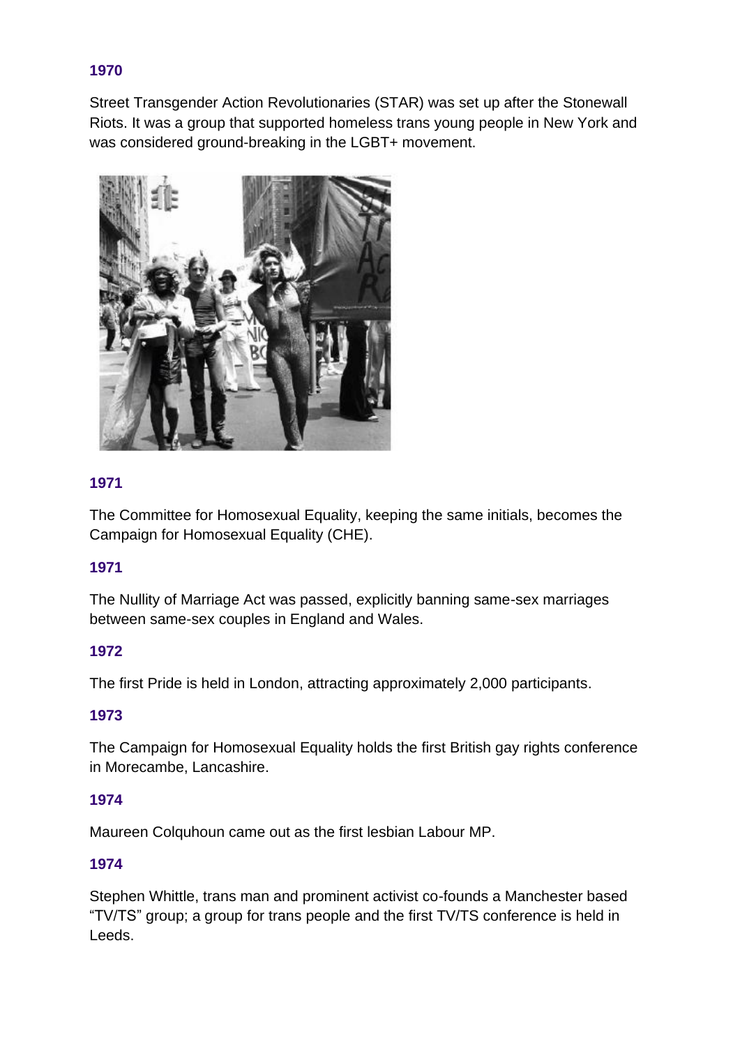### 1970

Street Transgender Action Revolutionaries (STAR) was set up after the Stonewall Riots. It was a group that supported homeless trans young people in New York and was considered ground-breaking in the LGBT+ movement.

### 1971

The Committee for Homosexual Equality, keeping the same initials, becomes the Campaign for Homosexual Equality (CHE).

### 1971

The Nullity of Marriage Act was passed, explicitly banning same-sex marriages between same-sex couples in England and Wales.

### 1972

The first Pride is held in London, attracting approximately 2,000 participants.

### 1973

The Campaign for Homosexual Equality holds the first British gay rights conference in Morecambe, Lancashire.

### 1974

Maureen Colquhoun came out as the first lesbian Labour MP.

### 1974

Stephen Whittle, trans man and prominent activist co-founds a Manchester based “TV/TS” group; a group for trans people and the first TV/TS conference is held in Leeds.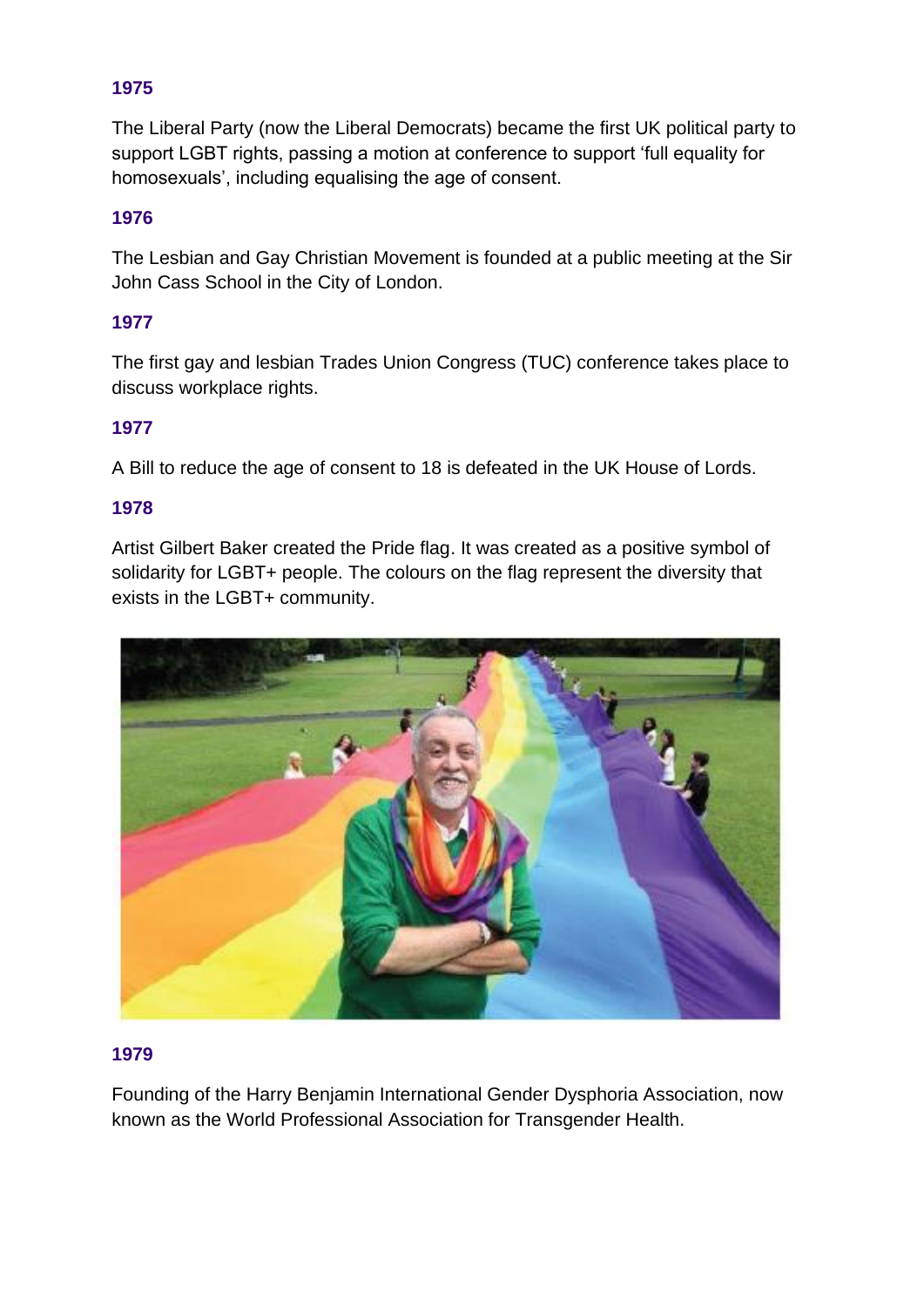### 1975

The Liberal Party (now the Liberal Democrats) became the first UK political party to support LGBT rights, passing a motion at conference to support 'full equality for homosexuals', including equalising the age of consent.

### 1976

The Lesbian and Gay Christian Movement is founded at a public meeting at the Sir John Cass School in the City of London.

### 1977

The first gay and lesbian Trades Union Congress (TUC) conference takes place to discuss workplace rights.

### 1977

A Bill to reduce the age of consent to 18 is defeated in the UK House of Lords.

### 1978

Artist Gilbert Baker created the Pride flag. It was created as a positive symbol of solidarity for LGBT+ people. The colours on the flag represent the diversity that exists in the LGBT+ community.

### 1979

Founding of the Harry Benjamin International Gender Dysphoria Association, now known as the World Professional Association for Transgender Health.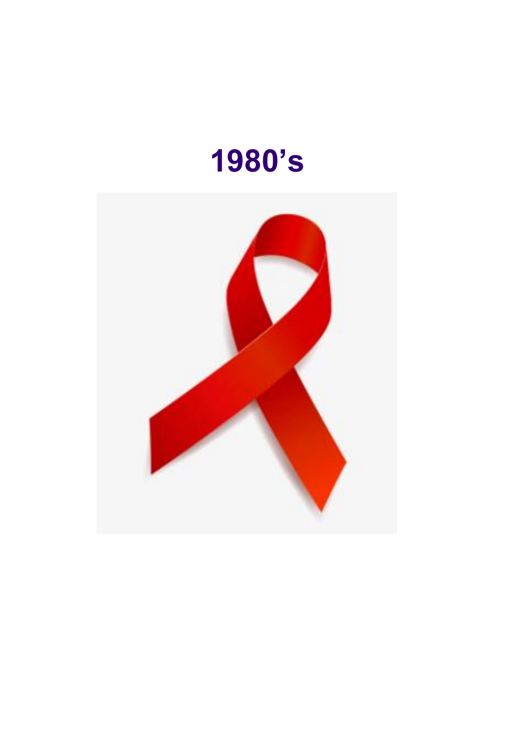# 1980’s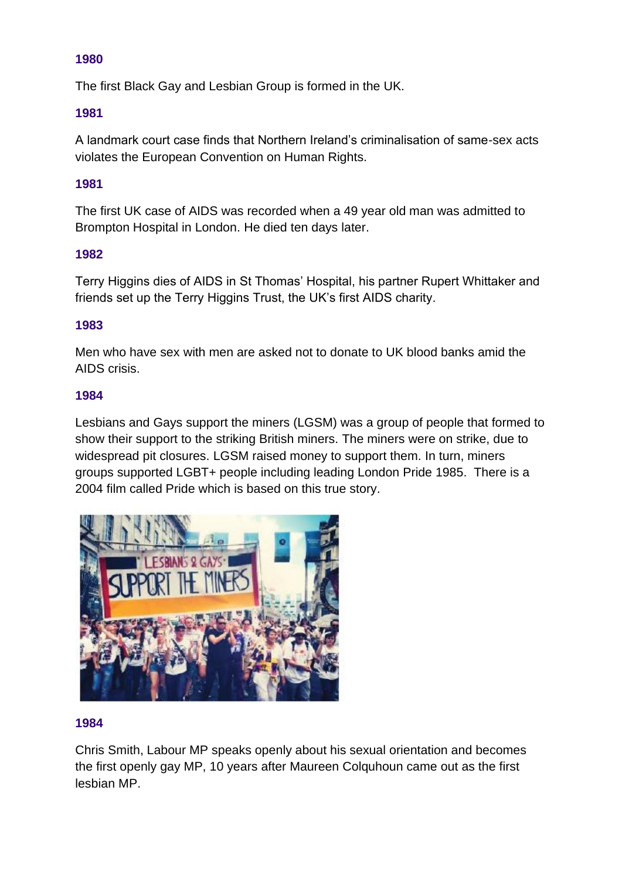### 1980

The first Black Gay and Lesbian Group is formed in the UK.

### 1981

A landmark court case finds that Northern Ireland's criminalisation of same-sex acts violates the European Convention on Human Rights.

### 1981

The first UK case of AIDS was recorded when a 49 year old man was admitted to Brompton Hospital in London. He died ten days later.

### 1982

Terry Higgins dies of AIDS in St Thomas' Hospital, his partner Rupert Whittaker and friends set up the Terry Higgins Trust, the UK's first AIDS charity.

### 1983

Men who have sex with men are asked not to donate to UK blood banks amid the AIDS crisis.

### 1984

Lesbians and Gays support the miners (LGSM) was a group of people that formed to show their support to the striking British miners. The miners were on strike, due to widespread pit closures. LGSM raised money to support them. In turn, miners groups supported LGBT+ people including leading London Pride 1985. There is a 2004 film called Pride which is based on this true story.

### 1984

Chris Smith, Labour MP speaks openly about his sexual orientation and becomes the first openly gay MP, 10 years after Maureen Colquhoun came out as the first lesbian MP.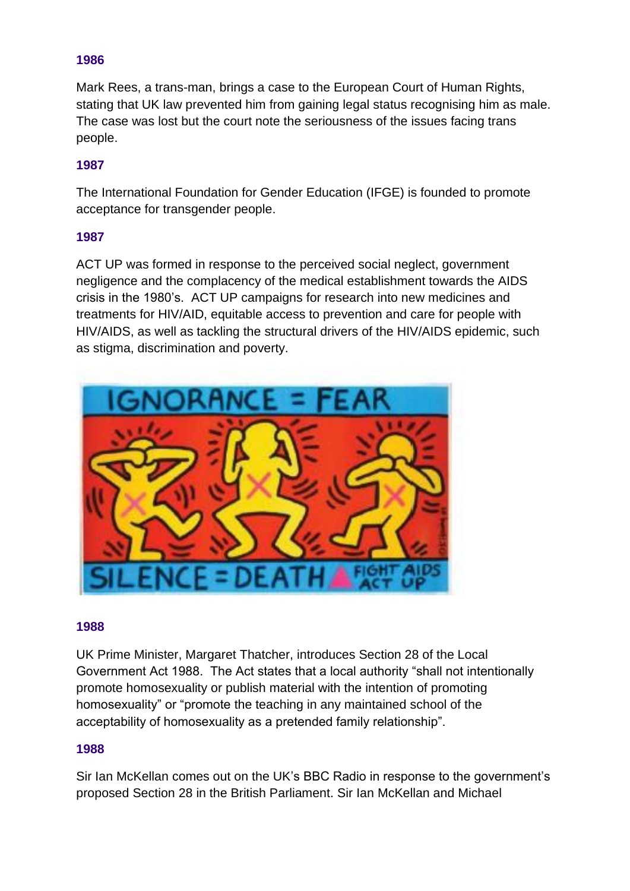**1986**

Mark Rees, a trans-man, brings a case to the European Court of Human Rights, stating that UK law prevented him from gaining legal status recognising him as male. The case was lost but the court note the seriousness of the issues facing trans people.

**1987**

The International Foundation for Gender Education (IFGE) is founded to promote acceptance for transgender people.

**1987**

ACT UP was formed in response to the perceived social neglect, government negligence and the complacency of the medical establishment towards the AIDS crisis in the 1980's. ACT UP campaigns for research into new medicines and treatments for HIV/AID, equitable access to prevention and care for people with HIV/AIDS, as well as tackling the structural drivers of the HIV/AIDS epidemic, such as stigma, discrimination and poverty.

**1988**

UK Prime Minister, Margaret Thatcher, introduces Section 28 of the Local Government Act 1988. The Act states that a local authority "shall not intentionally promote homosexuality or publish material with the intention of promoting homosexuality" or "promote the teaching in any maintained school of the acceptability of homosexuality as a pretended family relationship".

**1988**

Sir Ian McKellan comes out on the UK's BBC Radio in response to the government's proposed Section 28 in the British Parliament. Sir Ian McKellan and Michael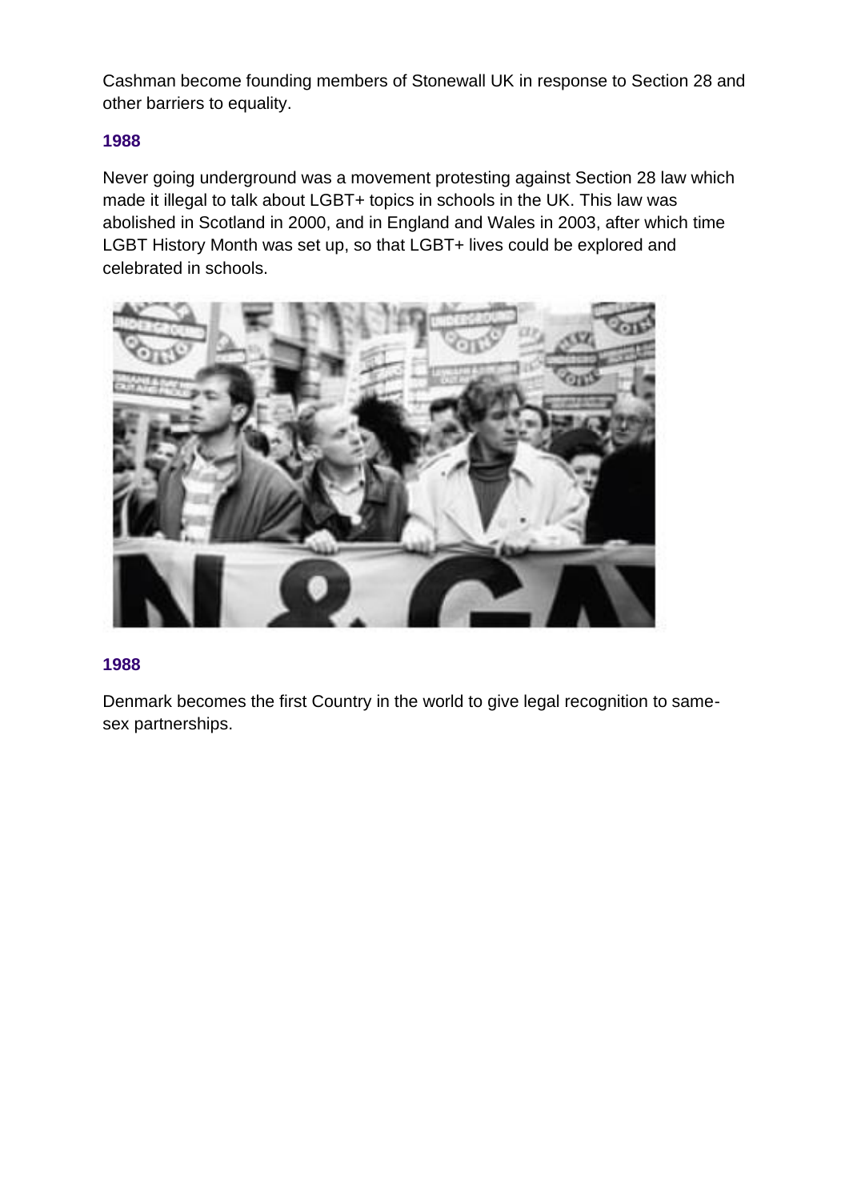Cashman become founding members of Stonewall UK in response to Section 28 and other barriers to equality.

### 1988

Never going underground was a movement protesting against Section 28 law which made it illegal to talk about LGBT+ topics in schools in the UK. This law was abolished in Scotland in 2000, and in England and Wales in 2003, after which time LGBT History Month was set up, so that LGBT+ lives could be explored and celebrated in schools.

### 1988

Denmark becomes the first Country in the world to give legal recognition to same-sex partnerships.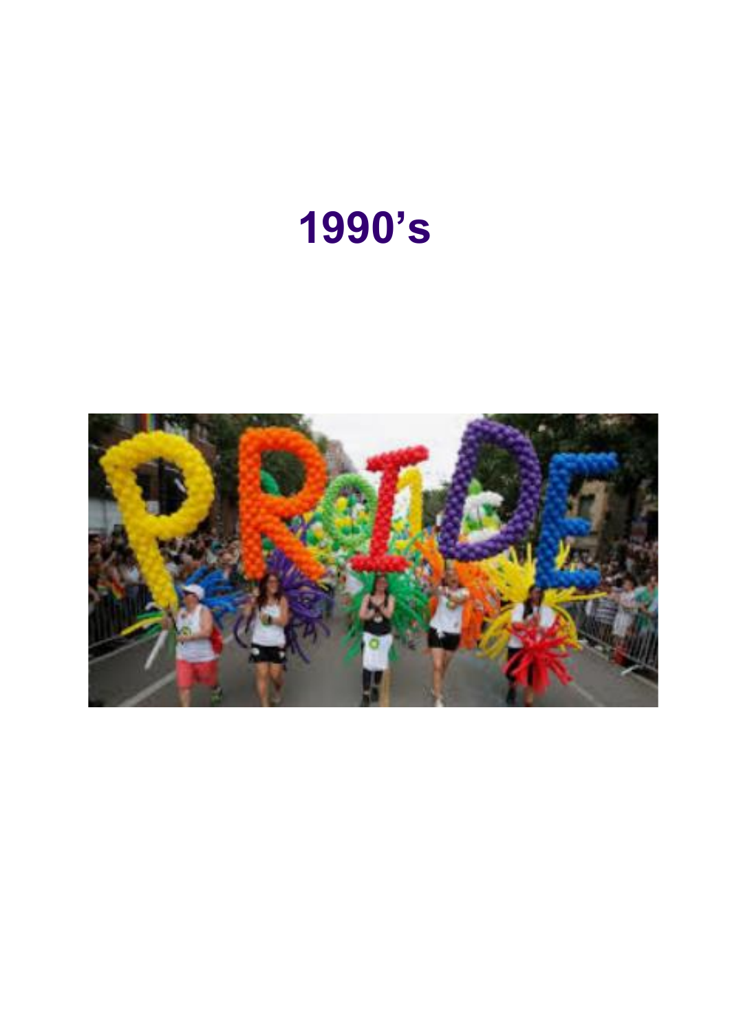# 1990's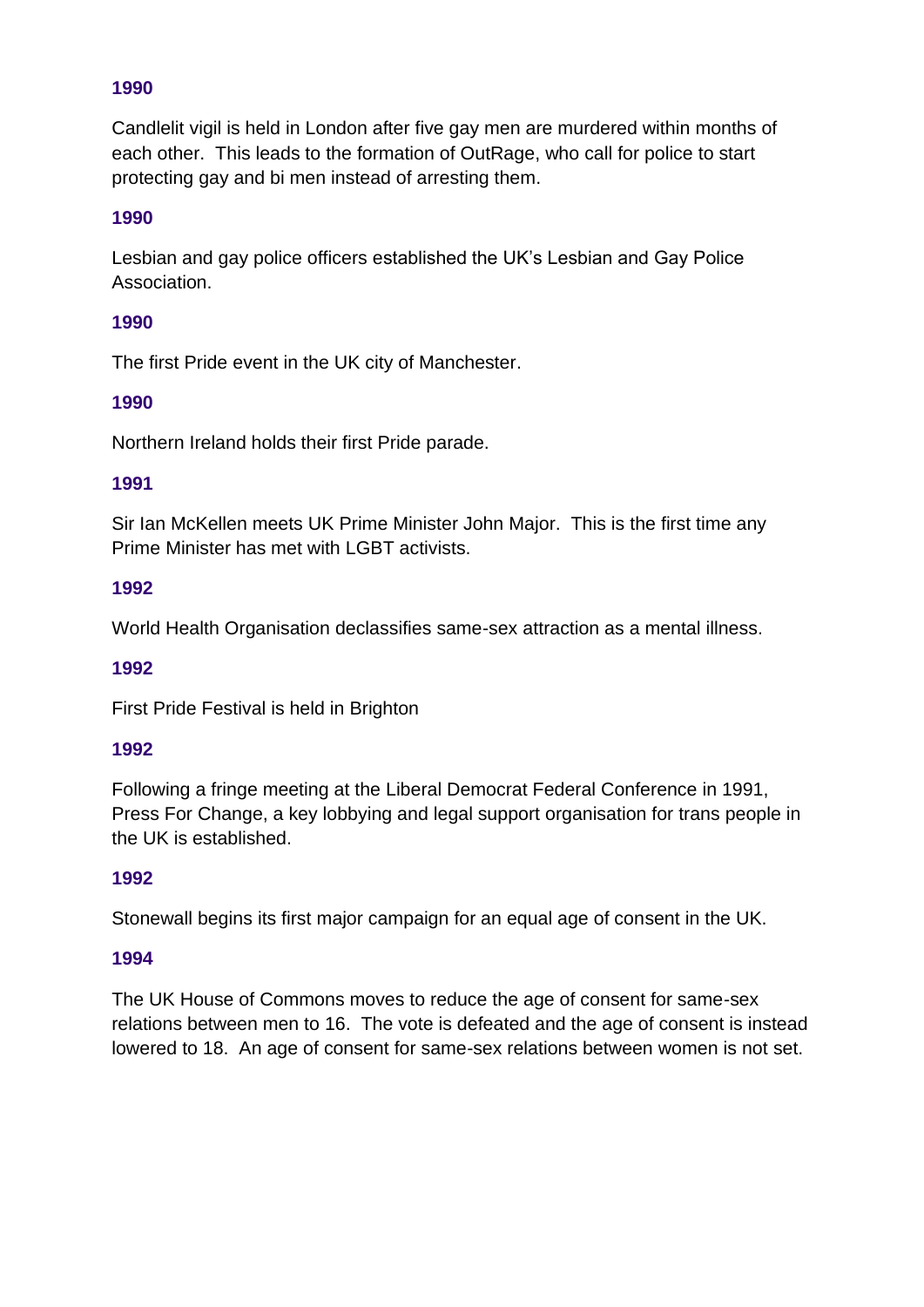**1990**

Candlelit vigil is held in London after five gay men are murdered within months of each other. This leads to the formation of OutRage, who call for police to start protecting gay and bi men instead of arresting them.

**1990**

Lesbian and gay police officers established the UK's Lesbian and Gay Police Association.

**1990**

The first Pride event in the UK city of Manchester.

**1990**

Northern Ireland holds their first Pride parade.

**1991**

Sir Ian McKellen meets UK Prime Minister John Major. This is the first time any Prime Minister has met with LGBT activists.

**1992**

World Health Organisation declassifies same-sex attraction as a mental illness.

**1992**

First Pride Festival is held in Brighton

**1992**

Following a fringe meeting at the Liberal Democrat Federal Conference in 1991, Press For Change, a key lobbying and legal support organisation for trans people in the UK is established.

**1992**

Stonewall begins its first major campaign for an equal age of consent in the UK.

**1994**

The UK House of Commons moves to reduce the age of consent for same-sex relations between men to 16. The vote is defeated and the age of consent is instead lowered to 18. An age of consent for same-sex relations between women is not set.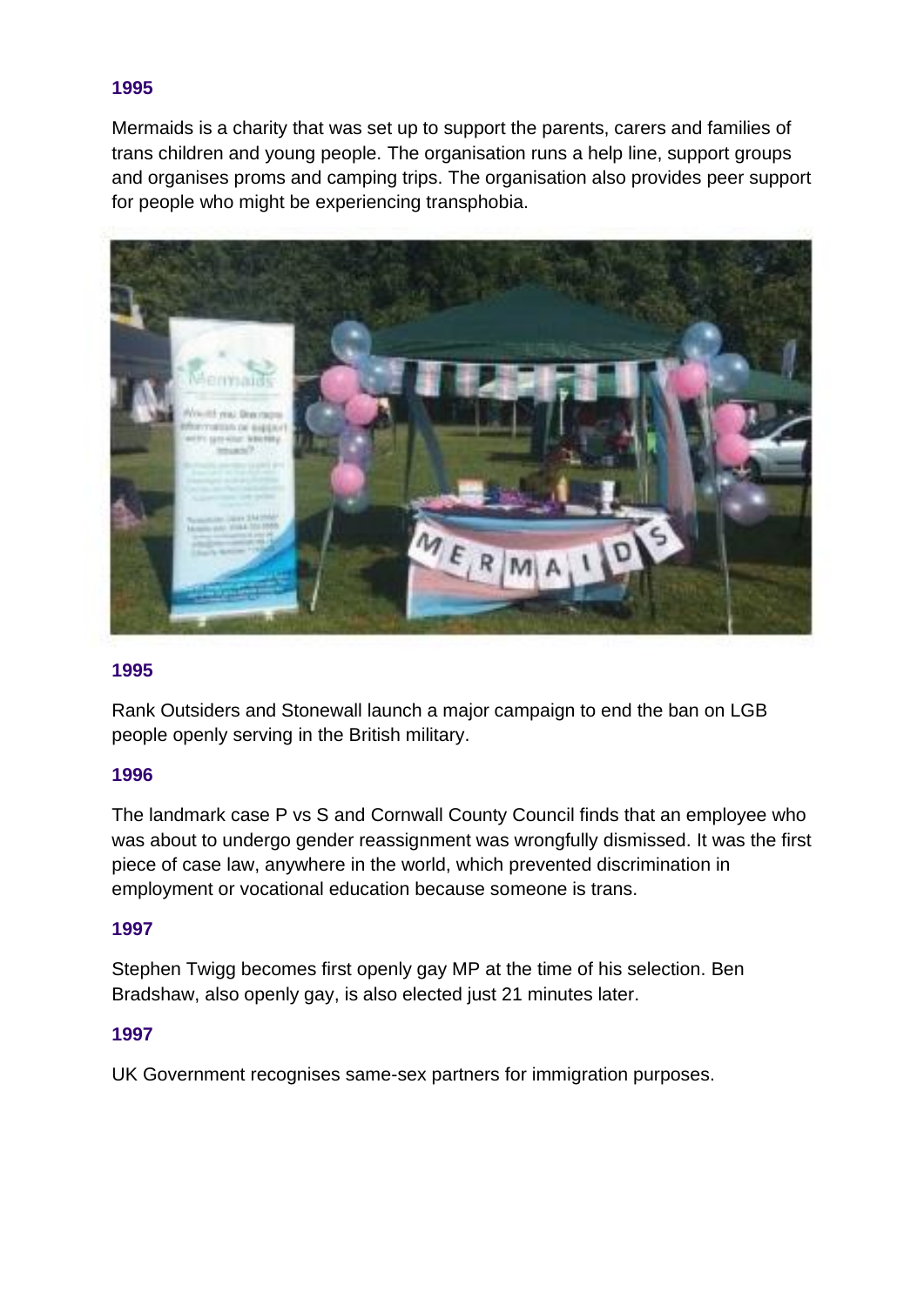**1995**

Mermaids is a charity that was set up to support the parents, carers and families of trans children and young people. The organisation runs a help line, support groups and organises proms and camping trips. The organisation also provides peer support for people who might be experiencing transphobia.

**1995**

Rank Outsiders and Stonewall launch a major campaign to end the ban on LGB people openly serving in the British military.

**1996**

The landmark case P vs S and Cornwall County Council finds that an employee who was about to undergo gender reassignment was wrongfully dismissed. It was the first piece of case law, anywhere in the world, which prevented discrimination in employment or vocational education because someone is trans.

**1997**

Stephen Twigg becomes first openly gay MP at the time of his selection. Ben Bradshaw, also openly gay, is also elected just 21 minutes later.

**1997**

UK Government recognises same-sex partners for immigration purposes.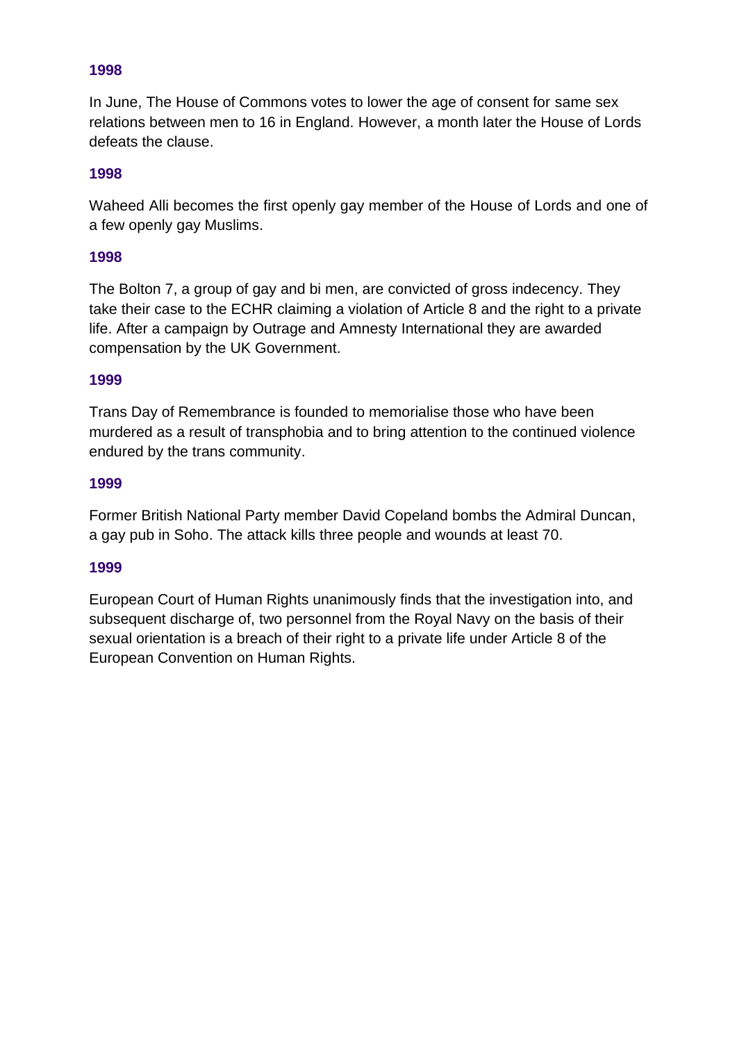**1998**

In June, The House of Commons votes to lower the age of consent for same sex relations between men to 16 in England. However, a month later the House of Lords defeats the clause.

**1998**

Waheed Alli becomes the first openly gay member of the House of Lords and one of a few openly gay Muslims.

**1998**

The Bolton 7, a group of gay and bi men, are convicted of gross indecency. They take their case to the ECHR claiming a violation of Article 8 and the right to a private life. After a campaign by Outrage and Amnesty International they are awarded compensation by the UK Government.

**1999**

Trans Day of Remembrance is founded to memorialise those who have been murdered as a result of transphobia and to bring attention to the continued violence endured by the trans community.

**1999**

Former British National Party member David Copeland bombs the Admiral Duncan, a gay pub in Soho. The attack kills three people and wounds at least 70.

**1999**

European Court of Human Rights unanimously finds that the investigation into, and subsequent discharge of, two personnel from the Royal Navy on the basis of their sexual orientation is a breach of their right to a private life under Article 8 of the European Convention on Human Rights.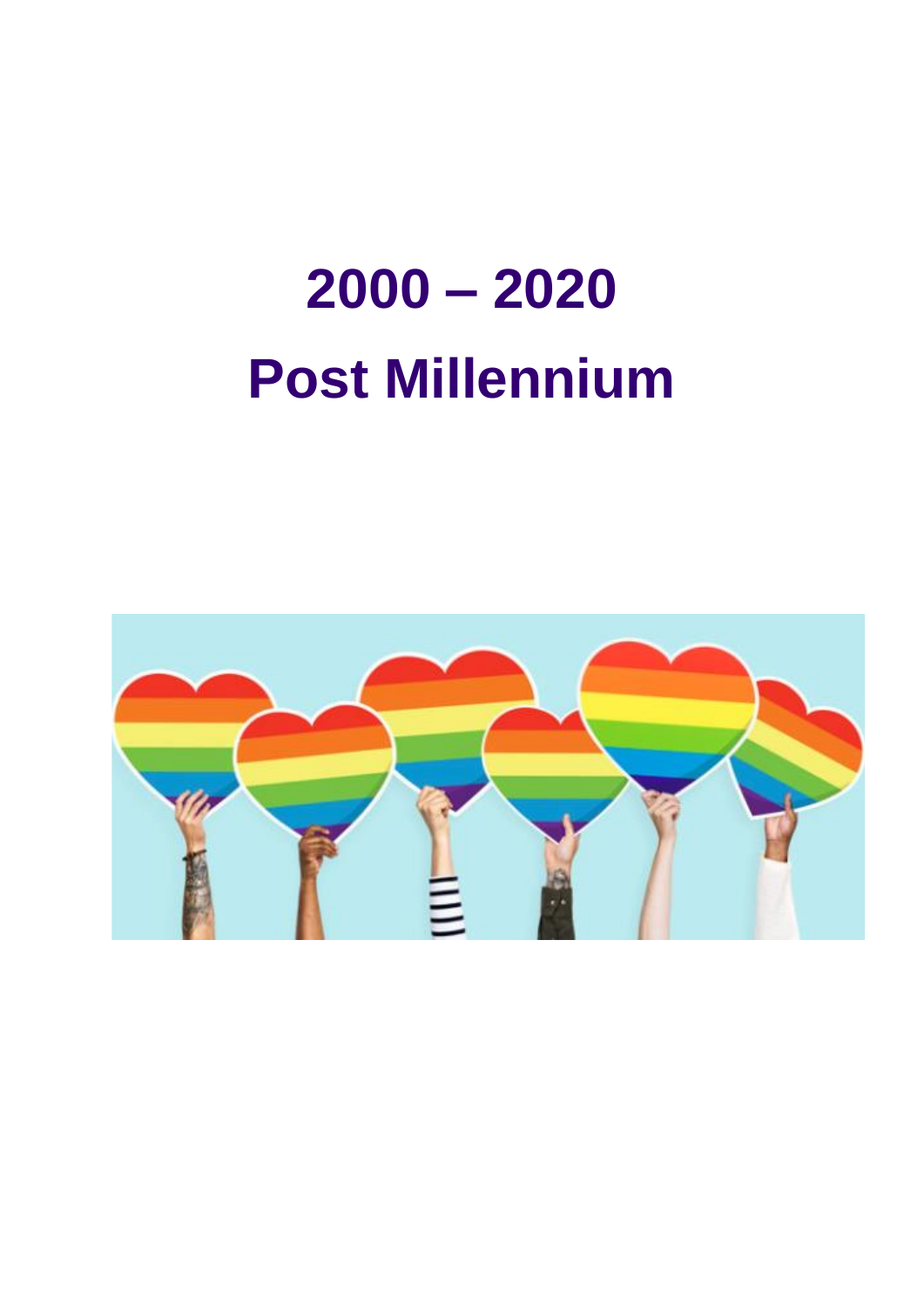# 2000 – 2020

# Post Millennium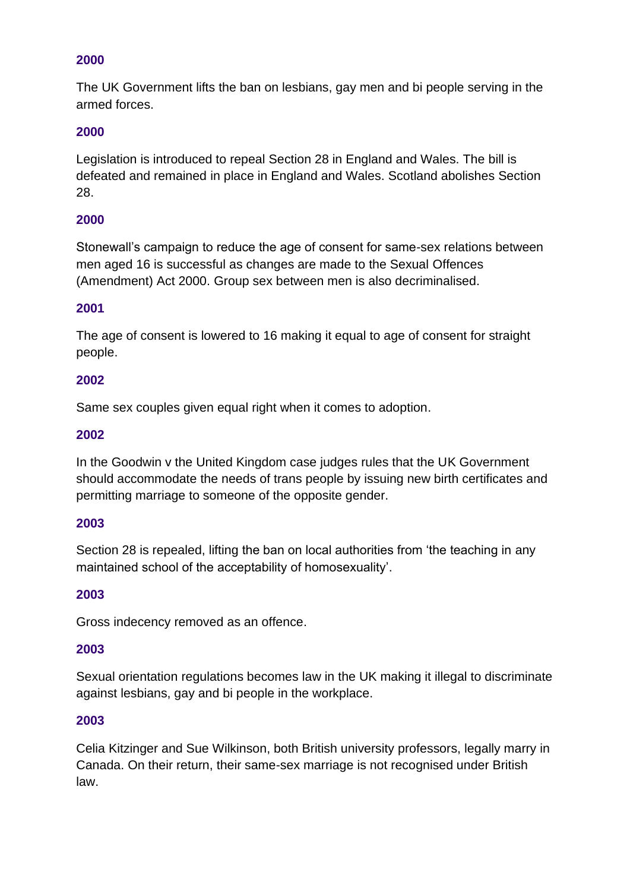**2000**

The UK Government lifts the ban on lesbians, gay men and bi people serving in the armed forces.

**2000**

Legislation is introduced to repeal Section 28 in England and Wales. The bill is defeated and remained in place in England and Wales. Scotland abolishes Section 28.

**2000**

Stonewall's campaign to reduce the age of consent for same-sex relations between men aged 16 is successful as changes are made to the Sexual Offences (Amendment) Act 2000. Group sex between men is also decriminalised.

**2001**

The age of consent is lowered to 16 making it equal to age of consent for straight people.

**2002**

Same sex couples given equal right when it comes to adoption.

**2002**

In the Goodwin v the United Kingdom case judges rules that the UK Government should accommodate the needs of trans people by issuing new birth certificates and permitting marriage to someone of the opposite gender.

**2003**

Section 28 is repealed, lifting the ban on local authorities from 'the teaching in any maintained school of the acceptability of homosexuality'.

**2003**

Gross indecency removed as an offence.

**2003**

Sexual orientation regulations becomes law in the UK making it illegal to discriminate against lesbians, gay and bi people in the workplace.

**2003**

Celia Kitzinger and Sue Wilkinson, both British university professors, legally marry in Canada. On their return, their same-sex marriage is not recognised under British law.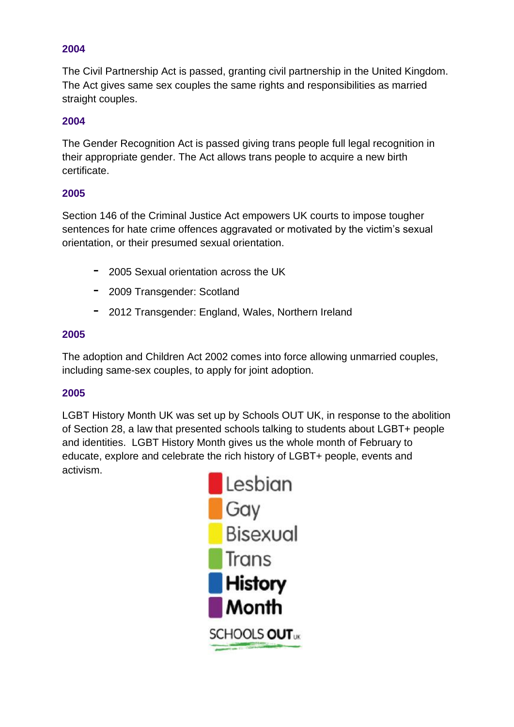**2004**

The Civil Partnership Act is passed, granting civil partnership in the United Kingdom. The Act gives same sex couples the same rights and responsibilities as married straight couples.

**2004**

The Gender Recognition Act is passed giving trans people full legal recognition in their appropriate gender. The Act allows trans people to acquire a new birth certificate.

**2005**

Section 146 of the Criminal Justice Act empowers UK courts to impose tougher sentences for hate crime offences aggravated or motivated by the victim's sexual orientation, or their presumed sexual orientation.

- 2005 Sexual orientation across the UK
- 2009 Transgender: Scotland
- 2012 Transgender: England, Wales, Northern Ireland

**2005**

The adoption and Children Act 2002 comes into force allowing unmarried couples, including same-sex couples, to apply for joint adoption.

**2005**

LGBT History Month UK was set up by Schools OUT UK, in response to the abolition of Section 28, a law that presented schools talking to students about LGBT+ people and identities. LGBT History Month gives us the whole month of February to educate, explore and celebrate the rich history of LGBT+ people, events and activism.

Lesbian
Gay
Bisexual
Trans
**History**
**Month**

SCHOOLS **OUT** UK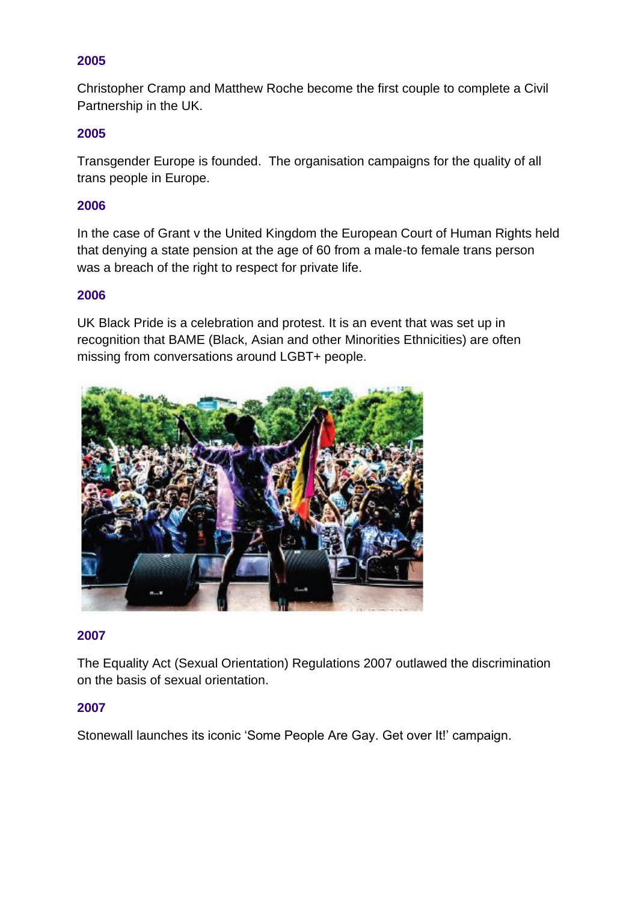**2005**

Christopher Cramp and Matthew Roche become the first couple to complete a Civil Partnership in the UK.

**2005**

Transgender Europe is founded.  The organisation campaigns for the quality of all trans people in Europe.

**2006**

In the case of Grant v the United Kingdom the European Court of Human Rights held that denying a state pension at the age of 60 from a male-to female trans person was a breach of the right to respect for private life.

**2006**

UK Black Pride is a celebration and protest. It is an event that was set up in recognition that BAME (Black, Asian and other Minorities Ethnicities) are often missing from conversations around LGBT+ people.

**2007**

The Equality Act (Sexual Orientation) Regulations 2007 outlawed the discrimination on the basis of sexual orientation.

**2007**

Stonewall launches its iconic 'Some People Are Gay. Get over It!' campaign.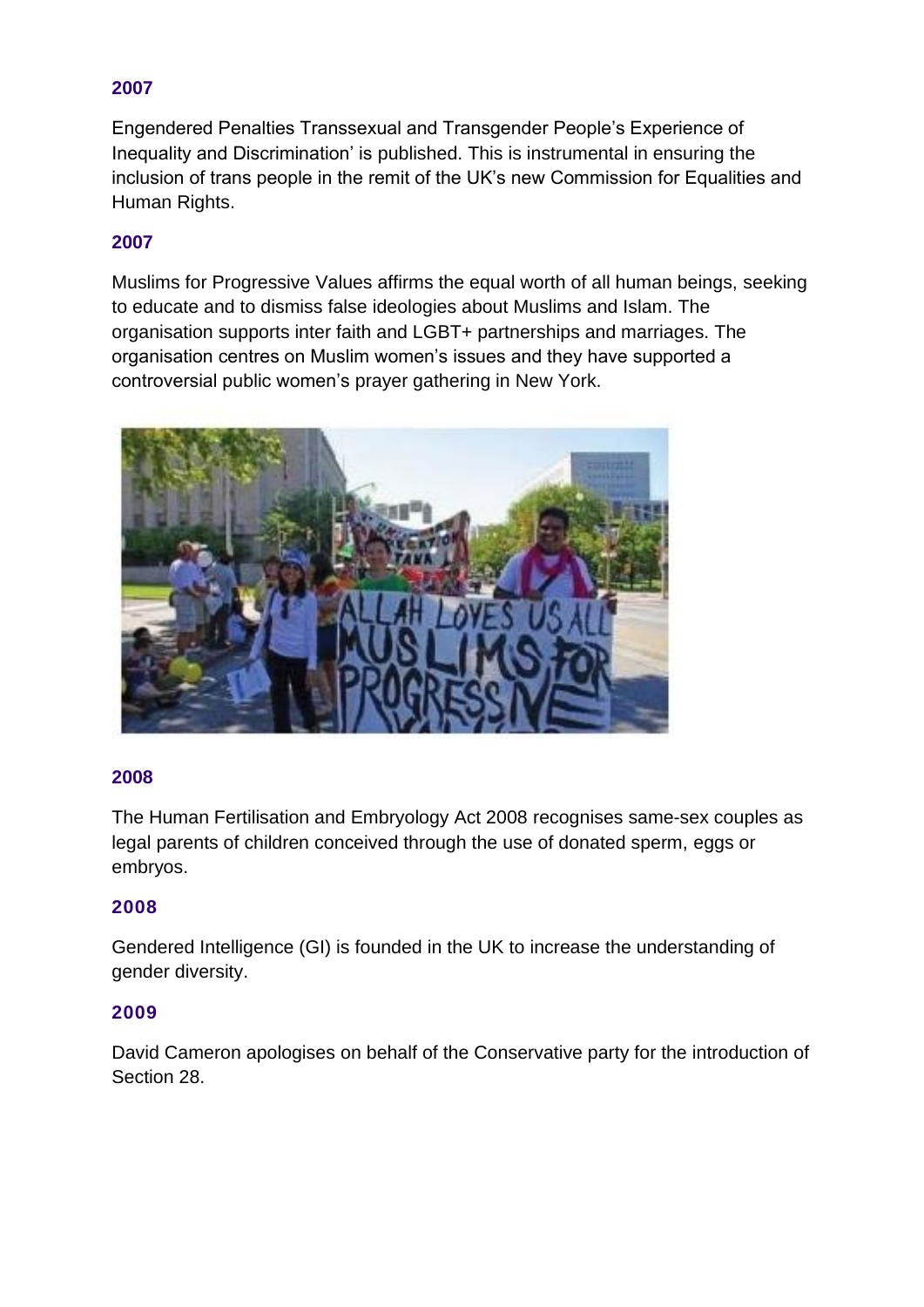### 2007

Engendered Penalties Transsexual and Transgender People's Experience of Inequality and Discrimination' is published. This is instrumental in ensuring the inclusion of trans people in the remit of the UK's new Commission for Equalities and Human Rights.

### 2007

Muslims for Progressive Values affirms the equal worth of all human beings, seeking to educate and to dismiss false ideologies about Muslims and Islam. The organisation supports inter faith and LGBT+ partnerships and marriages. The organisation centres on Muslim women's issues and they have supported a controversial public women's prayer gathering in New York.

### 2008

The Human Fertilisation and Embryology Act 2008 recognises same-sex couples as legal parents of children conceived through the use of donated sperm, eggs or embryos.

### 2008

Gendered Intelligence (GI) is founded in the UK to increase the understanding of gender diversity.

### 2009

David Cameron apologises on behalf of the Conservative party for the introduction of Section 28.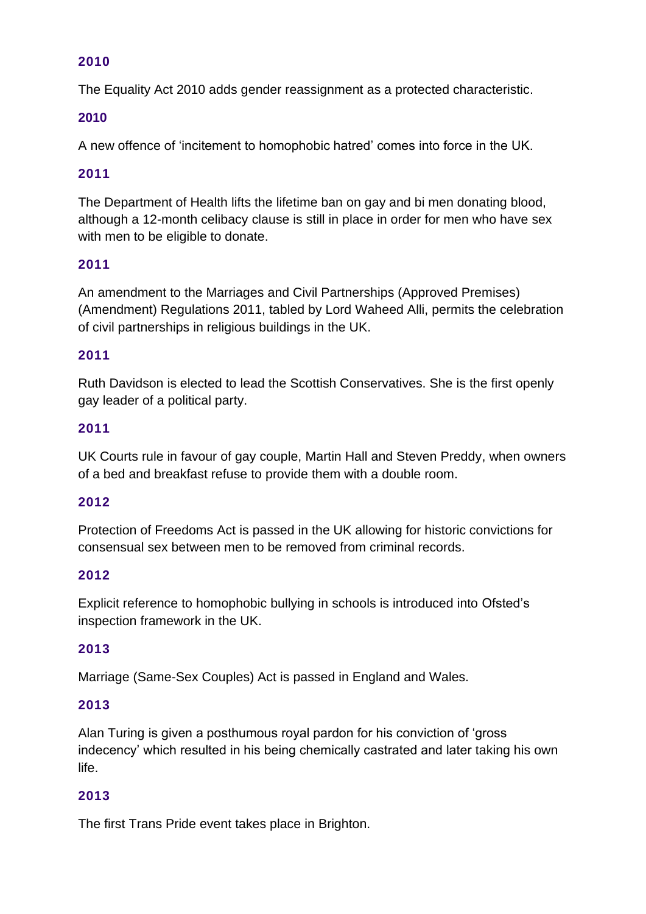### 2010

The Equality Act 2010 adds gender reassignment as a protected characteristic.

### 2010

A new offence of 'incitement to homophobic hatred' comes into force in the UK.

### 2011

The Department of Health lifts the lifetime ban on gay and bi men donating blood, although a 12-month celibacy clause is still in place in order for men who have sex with men to be eligible to donate.

### 2011

An amendment to the Marriages and Civil Partnerships (Approved Premises) (Amendment) Regulations 2011, tabled by Lord Waheed Alli, permits the celebration of civil partnerships in religious buildings in the UK.

### 2011

Ruth Davidson is elected to lead the Scottish Conservatives. She is the first openly gay leader of a political party.

### 2011

UK Courts rule in favour of gay couple, Martin Hall and Steven Preddy, when owners of a bed and breakfast refuse to provide them with a double room.

### 2012

Protection of Freedoms Act is passed in the UK allowing for historic convictions for consensual sex between men to be removed from criminal records.

### 2012

Explicit reference to homophobic bullying in schools is introduced into Ofsted's inspection framework in the UK.

### 2013

Marriage (Same-Sex Couples) Act is passed in England and Wales.

### 2013

Alan Turing is given a posthumous royal pardon for his conviction of 'gross indecency' which resulted in his being chemically castrated and later taking his own life.

### 2013

The first Trans Pride event takes place in Brighton.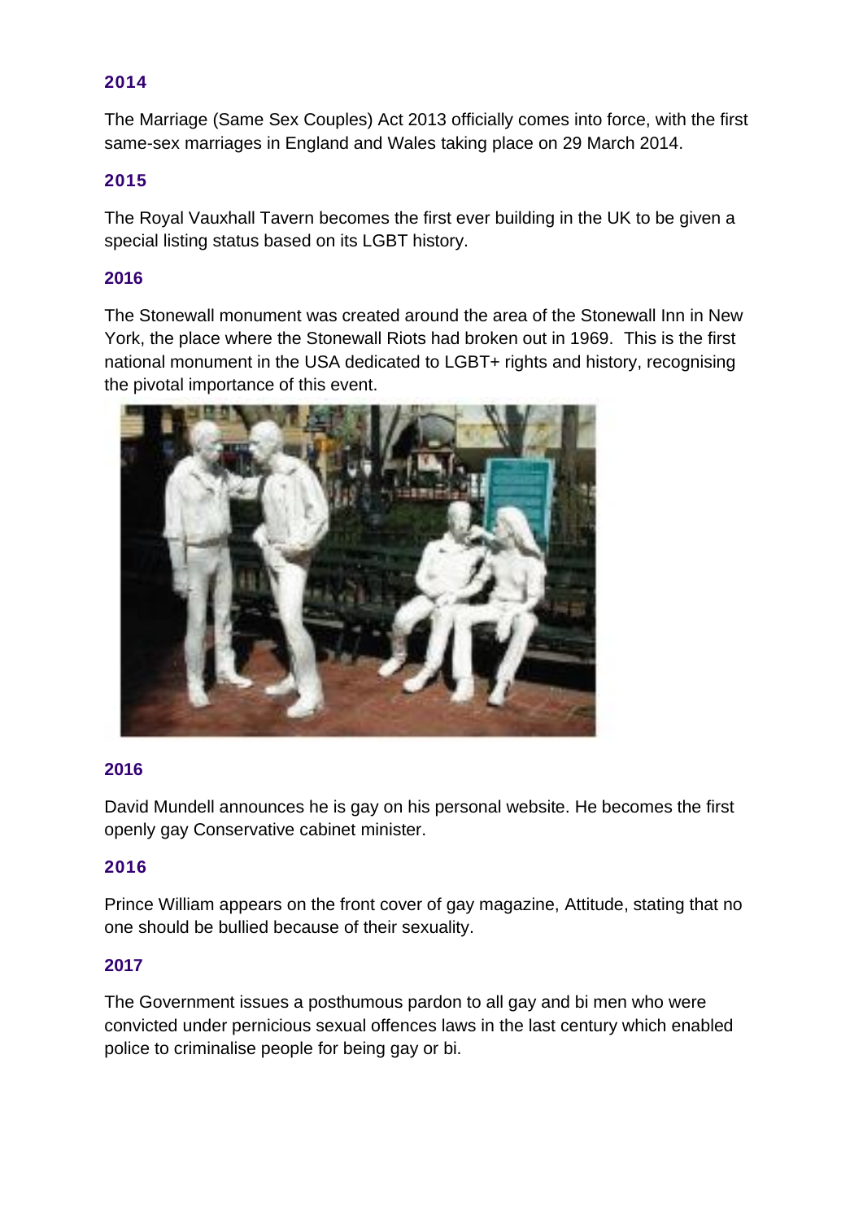### 2014

The Marriage (Same Sex Couples) Act 2013 officially comes into force, with the first same-sex marriages in England and Wales taking place on 29 March 2014.

### 2015

The Royal Vauxhall Tavern becomes the first ever building in the UK to be given a special listing status based on its LGBT history.

### 2016

The Stonewall monument was created around the area of the Stonewall Inn in New York, the place where the Stonewall Riots had broken out in 1969. This is the first national monument in the USA dedicated to LGBT+ rights and history, recognising the pivotal importance of this event.

### 2016

David Mundell announces he is gay on his personal website. He becomes the first openly gay Conservative cabinet minister.

### 2016

Prince William appears on the front cover of gay magazine, Attitude, stating that no one should be bullied because of their sexuality.

### 2017

The Government issues a posthumous pardon to all gay and bi men who were convicted under pernicious sexual offences laws in the last century which enabled police to criminalise people for being gay or bi.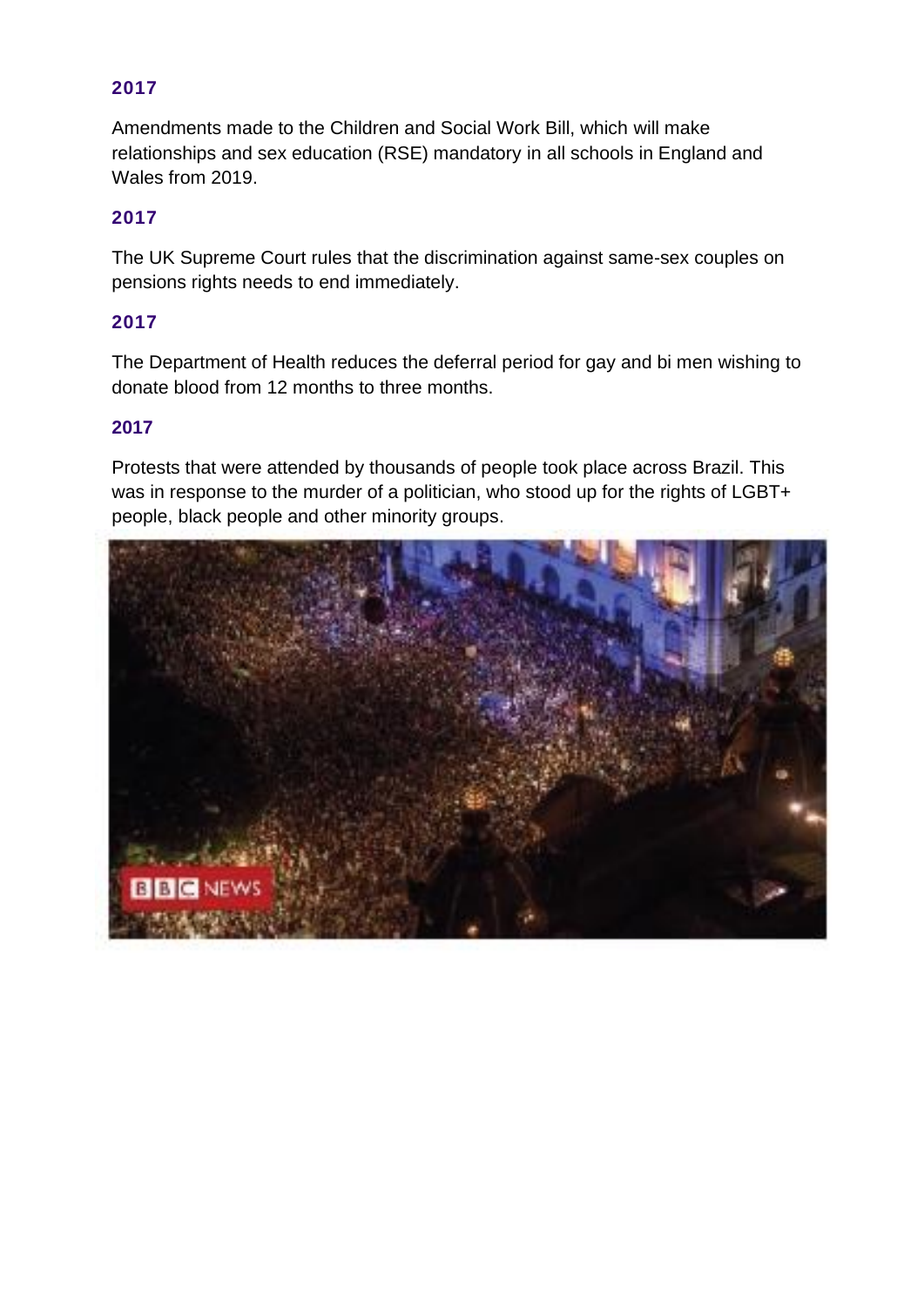### 2017

Amendments made to the Children and Social Work Bill, which will make relationships and sex education (RSE) mandatory in all schools in England and Wales from 2019.

### 2017

The UK Supreme Court rules that the discrimination against same-sex couples on pensions rights needs to end immediately.

### 2017

The Department of Health reduces the deferral period for gay and bi men wishing to donate blood from 12 months to three months.

### 2017

Protests that were attended by thousands of people took place across Brazil. This was in response to the murder of a politician, who stood up for the rights of LGBT+ people, black people and other minority groups.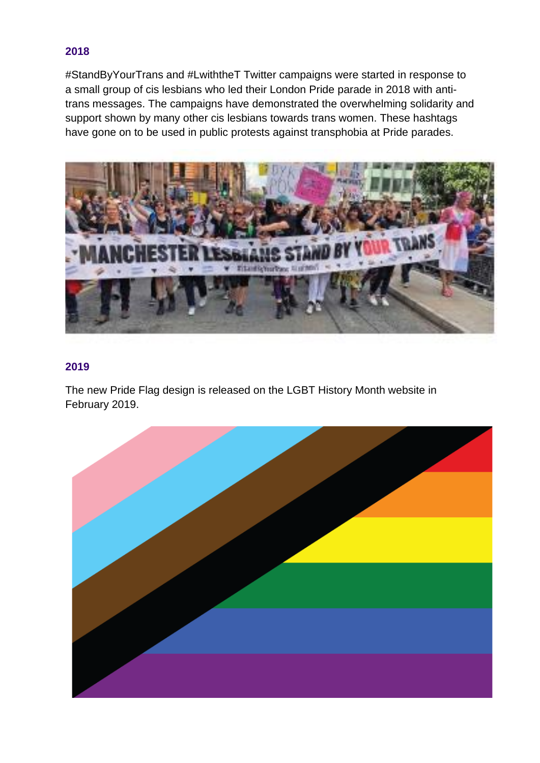## 2018

#StandByYourTrans and #LwiththeT Twitter campaigns were started in response to a small group of cis lesbians who led their London Pride parade in 2018 with anti-trans messages. The campaigns have demonstrated the overwhelming solidarity and support shown by many other cis lesbians towards trans women. These hashtags have gone on to be used in public protests against transphobia at Pride parades.

## 2019

The new Pride Flag design is released on the LGBT History Month website in February 2019.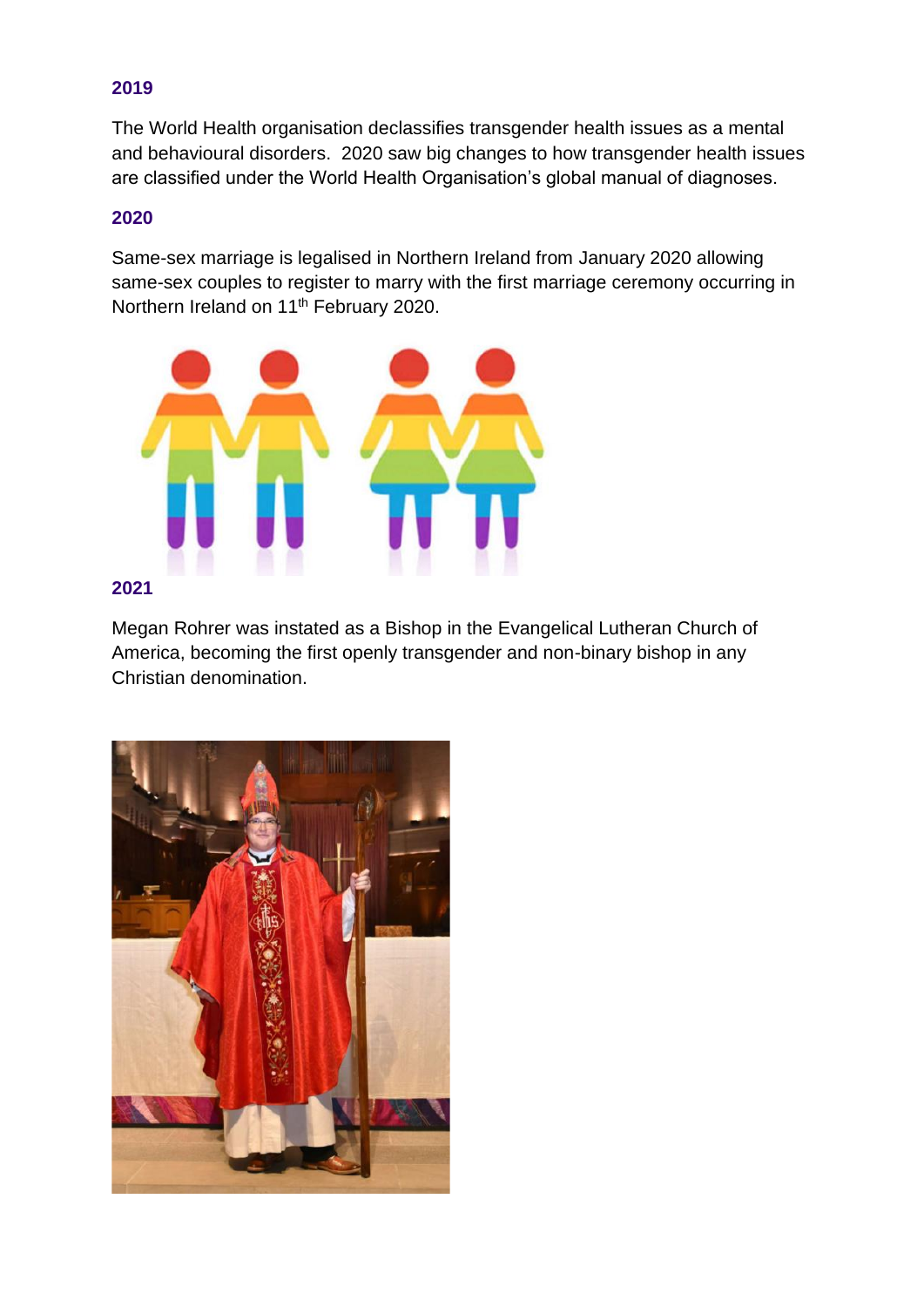## 2019

The World Health organisation declassifies transgender health issues as a mental and behavioural disorders. 2020 saw big changes to how transgender health issues are classified under the World Health Organisation's global manual of diagnoses.

## 2020

Same-sex marriage is legalised in Northern Ireland from January 2020 allowing same-sex couples to register to marry with the first marriage ceremony occurring in Northern Ireland on 11th February 2020.

## 2021

Megan Rohrer was instated as a Bishop in the Evangelical Lutheran Church of America, becoming the first openly transgender and non-binary bishop in any Christian denomination.